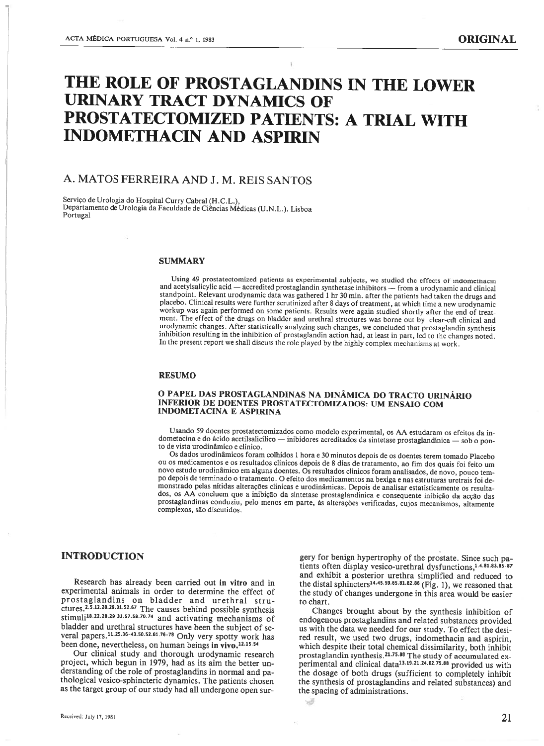ORIGINAL

# THE ROLE OF PROSTAGLANDINS IN THE LOWER URINARY TRACT DYNAMICS OF PROSTATECTOMIZED PATIENTS: A TRIAL WITH INDOMETHACIN AND ASPIRIN

## A. MATOS FERREIRA AND J. M. REIS SANTOS

Serviço de Urologia do Hospital Curry Cabral (H.C.L.),
Departamento de Urologia da Faculdade de Ciências Médicas (U.N.L.). Lisboa
Portugal

### SUMMARY

Using 49 prostatectomized patients as experimental subjects, we studied the effects of indomethacin and acetylsalicylic acid — accredited prostaglandin synthetase inhibitors — from a urodynamic and clinical standpoint. Relevant urodynamic data was gathered 1 hr 30 min. after the patients had taken the drugs and placebo. Clinical results were further scrutinized after 8 days of treatment, at which time a new urodynamic workup was again performed on some patients. Results were again studied shortly after the end of treatment. The effect of the drugs on bladder and urethral structures was borne out by clear-cut clinical and urodynamic changes. After statistically analyzing such changes, we concluded that prostaglandin synthesis inhibition resulting in the inhibition of prostaglandin action had, at least in part, led to the changes noted. In the present report we shall discuss the role played by the highly complex mechanisms at work.

### RESUMO

#### O PAPEL DAS PROSTAGLANDINAS NA DINÂMICA DO TRACTO URINÁRIO INFERIOR DE DOENTES PROSTATECTOMIZADOS: UM ENSAIO COM INDOMETACINA E ASPIRINA

Usando 59 doentes prostatectomizados como modelo experimental, os AA estudaram os efeitos da indometacina e do ácido acetilsalicílico — inibidores acreditados da sintetase prostaglandínica — sob o ponto de vista urodinâmico e clínico.

Os dados urodinâmicos foram colhidos 1 hora e 30 minutos depois de os doentes terem tomado Placebo ou os medicamentos e os resultados clínicos depois de 8 dias de tratamento, ao fim dos quais foi feito um novo estudo urodinâmico em alguns doentes. Os resultados clínicos foram analisados, de novo, pouco tempo depois de terminado o tratamento. O efeito dos medicamentos na bexiga e nas estruturas uretrais foi demonstrado pelas nítidas alterações clínicas e urodinâmicas. Depois de analisar estatisticamente os resultados, os AA concluem que a inibição da sintetase prostaglandínica e consequente inibição da acção das prostaglandinas conduziu, pelo menos em parte, às alterações verificadas, cujos mecanismos, altamente complexos, são discutidos.

## INTRODUCTION

Research has already been carried out **in vitro** and in experimental animals in order to determine the effect of prostaglandins on bladder and urethral structures.[2,5,12,28,29,31,52,67] The causes behind possible synthesis stimuli[18,22,28,29,31,57,58,70,74] and activating mechanisms of bladder and urethral structures have been the subject of several papers.[11,25,36-43,50,52,61,76-78] Only very spotty work has been done, nevertheless, on human beings **in vivo**.[12,15,54]

Our clinical study and thorough urodynamic research project, which begun in 1979, had as its aim the better understanding of the role of prostaglandins in normal and pathological vesico-sphincteric dynamics. The patients chosen as the target group of our study had all undergone open surgery for benign hypertrophy of the prostate. Since such patients often display vesico-urethral dysfunctions,[1,4,81,83,85-87] and exhibit a posterior urethra simplified and reduced to the distal sphincters[14,45,59,65,81,82,86] (Fig. 1), we reasoned that the study of changes undergone in this area would be easier to chart.

Changes brought about by the synthesis inhibition of endogenous prostaglandins and related substances provided us with the data we needed for our study. To effect the desired result, we used two drugs, indomethacin and aspirin, which despite their total chemical dissimilarity, both inhibit prostaglandin synthesis.[21,75,88] The study of accumulated experimental and clinical data[13,19,21,24,62,75,88] provided us with the dosage of both drugs (sufficient to completely inhibit the synthesis of prostaglandins and related substances) and the spacing of administrations.

Received: July 17, 1981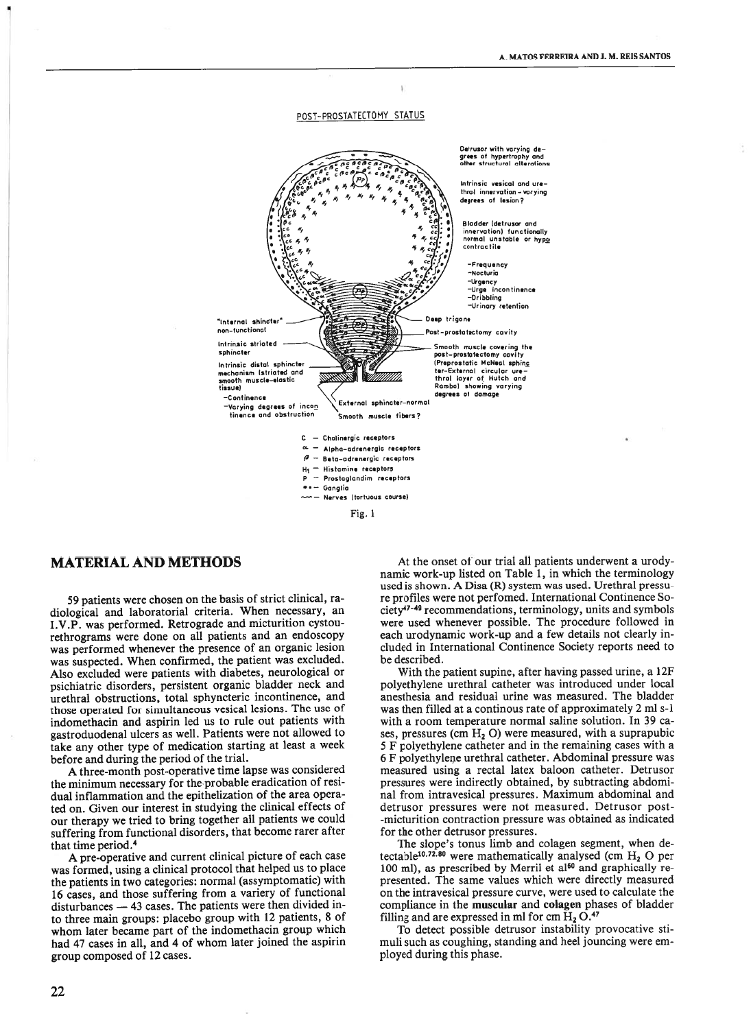Fig. 1

## MATERIAL AND METHODS

59 patients were chosen on the basis of strict clinical, radiological and laboratorial criteria. When necessary, an I.V.P. was performed. Retrograde and micturition cystourethrograms were done on all patients and an endoscopy was performed whenever the presence of an organic lesion was suspected. When confirmed, the patient was excluded. Also excluded were patients with diabetes, neurological or psichiatric disorders, persistent organic bladder neck and urethral obstructions, total sphyncteric incontinence, and those operated for simultaneous vesical lesions. The use of indomethacin and aspirin led us to rule out patients with gastroduodenal ulcers as well. Patients were not allowed to take any other type of medication starting at least a week before and during the period of the trial.

A three-month post-operative time lapse was considered the minimum necessary for the probable eradication of residual inflammation and the epithelization of the area operated on. Given our interest in studying the clinical effects of our therapy we tried to bring together all patients we could suffering from functional disorders, that become rarer after that time period.[4]

A pre-operative and current clinical picture of each case was formed, using a clinical protocol that helped us to place the patients in two categories: normal (assymptomatic) with 16 cases, and those suffering from a variery of functional disturbances — 43 cases. The patients were then divided into three main groups: placebo group with 12 patients, 8 of whom later became part of the indomethacin group which had 47 cases in all, and 4 of whom later joined the aspirin group composed of 12 cases.

At the onset of our trial all patients underwent a urodynamic work-up listed on Table 1, in which the terminology used is shown. A Disa (R) system was used. Urethral pressure profiles were not perfomed. International Continence Society[47-49] recommendations, terminology, units and symbols were used whenever possible. The procedure followed in each urodynamic work-up and a few details not clearly included in International Continence Society reports need to be described.

With the patient supine, after having passed urine, a 12F polyethylene urethral catheter was introduced under local anesthesia and residual urine was measured. The bladder was then filled at a continous rate of approximately 2 ml s-1 with a room temperature normal saline solution. In 39 cases, pressures (cm $H_2O$) were measured, with a suprapubic 5 F polyethylene catheter and in the remaining cases with a 6 F polyethylene urethral catheter. Abdominal pressure was measured using a rectal latex baloon catheter. Detrusor pressures were indirectly obtained, by subtracting abdominal from intravesical pressures. Maximum abdominal and detrusor pressures were not measured. Detrusor post-micturition contraction pressure was obtained as indicated for the other detrusor pressures.

The slope's tonus limb and colagen segment, when detectable[10,72,80] were mathematically analysed (cm $H_2O$ per 100 ml), as presented by Merril et al[60] and graphically represented. The same values which were directly measured on the intravesical pressure curve, were used to calculate the compliance in the **muscular** and **colagen** phases of bladder filling and are expressed in ml for cm $H_2O$.[47]

To detect possible detrusor instability provocative stimuli such as coughing, standing and heel jouncing were employed during this phase.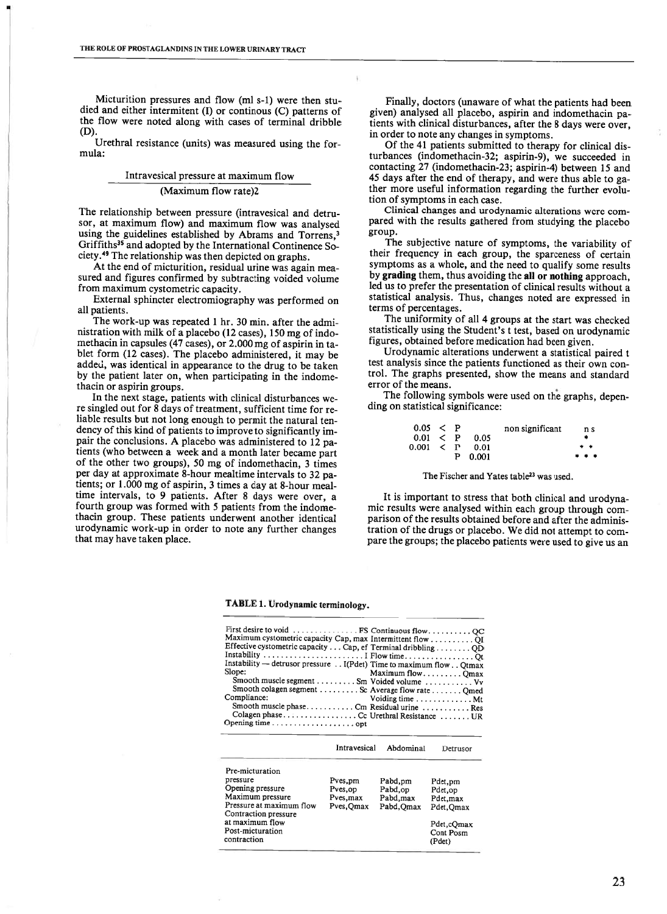Micturition pressures and flow (ml s-1) were then studied and either intermitent (I) or continous (C) patterns of the flow were noted along with cases of terminal dribble (D).

Urethral resistance (units) was measured using the formula:

$$\frac{\text{Intravesical pressure at maximum flow}}{(\text{Maximum flow rate})2}$$

The relationship between pressure (intravesical and detrusor, at maximum flow) and maximum flow was analysed using the guidelines established by Abrams and Torrens,[3] Griffiths[35] and adopted by the International Continence Society.[49] The relationship was then depicted on graphs.

At the end of micturition, residual urine was again measured and figures confirmed by subtracting voided volume from maximum cystometric capacity.

External sphincter electromiography was performed on all patients.

The work-up was repeated 1 hr. 30 min. after the administration with milk of a placebo (12 cases), 150 mg of indomethacin in capsules (47 cases), or 2.000 mg of aspirin in tablet form (12 cases). The placebo administered, it may be added, was identical in appearance to the drug to be taken by the patient later on, when participating in the indomethacin or aspirin groups.

In the next stage, patients with clinical disturbances were singled out for 8 days of treatment, sufficient time for reliable results but not long enough to permit the natural tendency of this kind of patients to improve to significantly impair the conclusions. A placebo was administered to 12 patients (who between a week and a month later became part of the other two groups), 50 mg of indomethacin, 3 times per day at approximate 8-hour mealtime intervals to 32 patients; or 1.000 mg of aspirin, 3 times a day at 8-hour mealtime intervals, to 9 patients. After 8 days were over, a fourth group was formed with 5 patients from the indomethacin group. These patients underwent another identical urodynamic work-up in order to note any further changes that may have taken place.

Finally, doctors (unaware of what the patients had been given) analysed all placebo, aspirin and indomethacin patients with clinical disturbances, after the 8 days were over, in order to note any changes in symptoms.

Of the 41 patients submitted to therapy for clinical disturbances (indomethacin-32; aspirin-9), we succeeded in contacting 27 (indomethacin-23; aspirin-4) between 15 and 45 days after the end of therapy, and were thus able to gather more useful information regarding the further evolution of symptoms in each case.

Clinical changes and urodynamic alterations were compared with the results gathered from studying the placebo group.

The subjective nature of symptoms, the variability of their frequency in each group, the sparceness of certain symptoms as a whole, and the need to qualify some results by **grading** them, thus avoiding the **all or nothing** approach, led us to prefer the presentation of clinical results without a statistical analysis. Thus, changes noted are expressed in terms of percentages.

The uniformity of all 4 groups at the start was checked statistically using the Student's t test, based on urodynamic figures, obtained before medication had been given.

Urodynamic alterations underwent a statistical paired t test analysis since the patients functioned as their own control. The graphs presented, show the means and standard error of the means.

The following symbols were used on the graphs, depending on statistical significance:

| | | |
|---|---|---|
| $0.05 < P$ | non significant | n s |
| $0.01 < P \quad 0.05$ | | * |
| $0.001 < P \quad 0.01$ | | * * |
| $P \quad 0.001$ | | * * * |

The Fischer and Yates table[23] was used.

It is important to stress that both clinical and urodynamic results were analysed within each group through comparison of the results obtained before and after the administration of the drugs or placebo. We did not attempt to compare the groups; the placebo patients were used to give us an

**TABLE 1. Urodynamic terminology.**

| | | | |
|---|---|---|---|
| First desire to void | FS | Continuous flow | QC |
| Maximum cystometric capacity | Cap, max | Intermittent flow | QI |
| Effective cystometric capacity | Cap, ef | Terminal dribbling | QD |
| Instability | I | Flow time | Qt |
| Instability — detrusor pressure | I(Pdet) | Time to maximum flow | Qtmax |
| Slope: | | Maximum flow | Qmax |
| Smooth muscle segment | Sm | Voided volume | Vv |
| Smooth colagen segment | Sc | Average flow rate | Qmed |
| Compliance: | | Voiding time | Mt |
| Smooth muscle phase | Cm | Residual urine | Res |
| Colagen phase | Cc | Urethral Resistance | UR |
| Opening time | opt | | |

| | Intravesical | Abdominal | Detrusor |
|---|---|---|---|
| Pre-micturation pressure | Pves,pm | Pabd,pm | Pdet,pm |
| Opening pressure | Pves,op | Pabd,op | Pdet,op |
| Maximum pressure | Pves,max | Pabd,max | Pdet,max |
| Pressure at maximum flow | Pves,Qmax | Pabd,Qmax | Pdet,Qmax |
| Contraction pressure at maximum flow | | | Pdet,cQmax |
| Post-micturation contraction | | | Cont Posm (Pdet) |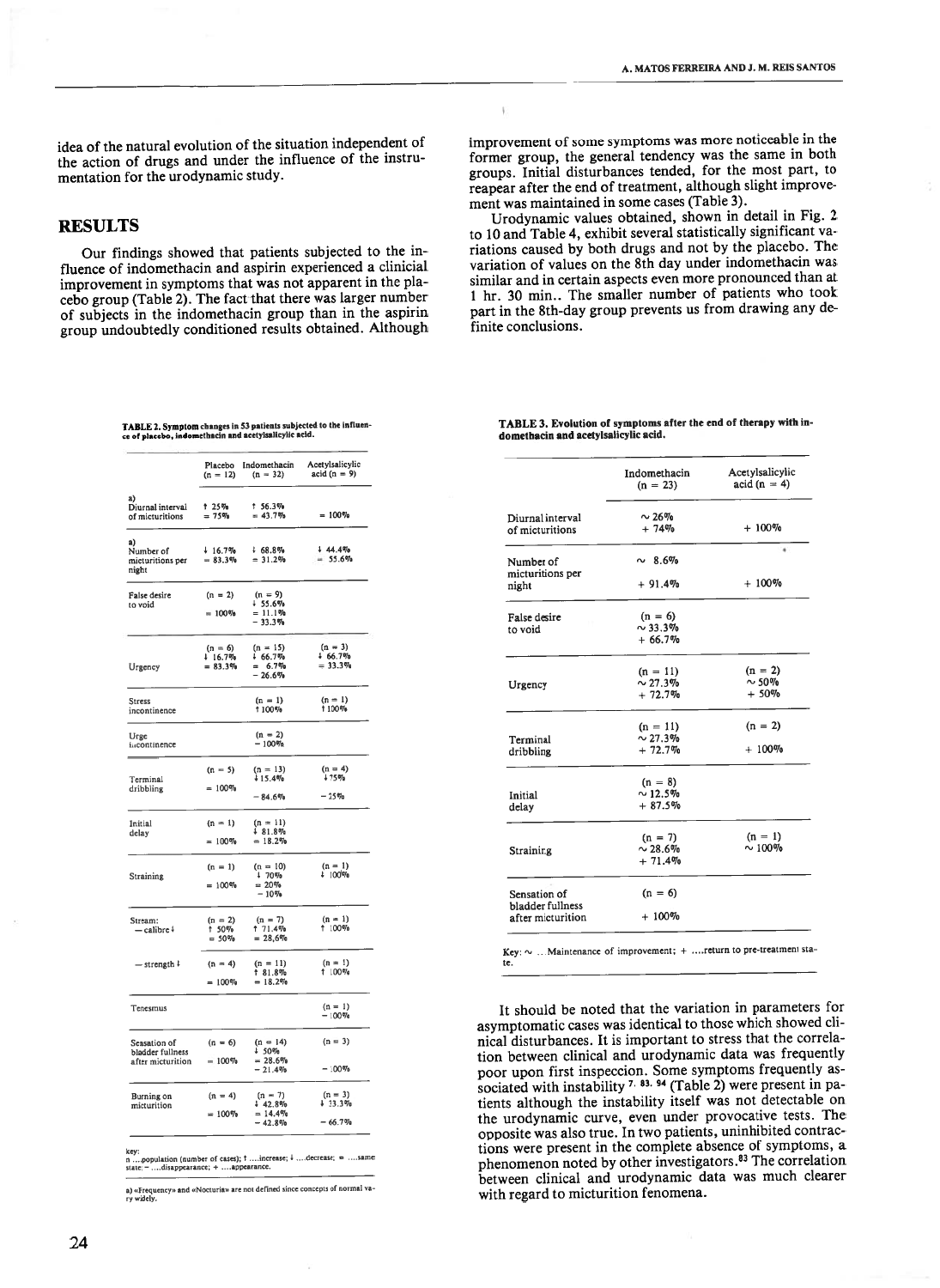idea of the natural evolution of the situation independent of the action of drugs and under the influence of the instrumentation for the urodynamic study.

## RESULTS

Our findings showed that patients subjected to the influence of indomethacin and aspirin experienced a clinicial improvement in symptoms that was not apparent in the placebo group (Table 2). The fact that there was larger number of subjects in the indomethacin group than in the aspirin group undoubtedly conditioned results obtained. Although improvement of some symptoms was more noticeable in the former group, the general tendency was the same in both groups. Initial disturbances tended, for the most part, to reapear after the end of treatment, although slight improvement was maintained in some cases (Table 3).

Urodynamic values obtained, shown in detail in Fig. 2 to 10 and Table 4, exhibit several statistically significant variations caused by both drugs and not by the placebo. The variation of values on the 8th day under indomethacin was similar and in certain aspects even more pronounced than at 1 hr. 30 min.. The smaller number of patients who took part in the 8th-day group prevents us from drawing any definite conclusions.

**TABLE 2. Symptom changes in 53 patients subjected to the influence of placebo, indomethacin and acetylsalicylic acid.**

| | Placebo (n = 12) | Indomethacin (n = 32) | Acetylsalicylic acid (n = 9) |
|---|---|---|---|
| a) Diurnal interval of micturitions | ↑ 25%<br>= 75% | ↑ 56.3%<br>= 43.7% | = 100% |
| a) Number of micturitions per night | ↓ 16.7%<br>= 83.3% | ↓ 68.8%<br>= 31.2% | ↓ 44.4%<br>= 55.6% |
| False desire to void | (n = 2)<br>= 100% | (n = 9)<br>↓ 55.6%<br>= 11.1%<br>− 33.3% | |
| Urgency | (n = 6)<br>↓ 16.7%<br>= 83.3% | (n = 15)<br>↓ 66.7%<br>= 6.7%<br>− 26.6% | (n = 3)<br>↓ 66.7%<br>= 33.3% |
| Stress incontinence | | (n = 1)<br>↑ 100% | (n = 1)<br>↑ 100% |
| Urge incontinence | | (n = 2)<br>− 100% | |
| Terminal dribbling | (n = 5)<br>= 100% | (n = 13)<br>↓ 15.4%<br>− 84.6% | (n = 4)<br>↓ 75%<br>− 25% |
| Initial delay | (n = 1)<br>= 100% | (n = 11)<br>↓ 81.8%<br>= 18.2% | |
| Straining | (n = 1)<br>= 100% | (n = 10)<br>↓ 70%<br>= 20%<br>− 10% | (n = 1)<br>↓ 100% |
| Stream: — calibre ↓ | (n = 2)<br>↑ 50%<br>= 50% | (n = 7)<br>↑ 71.4%<br>= 28.6% | (n = 1)<br>↑ 100% |
| — strength ↓ | (n = 4)<br>= 100% | (n = 11)<br>↑ 81.8%<br>= 18.2% | (n = 1)<br>↑ 100% |
| Tenesmus | | | (n = 1)<br>− 100% |
| Sensation of bladder fullness after micturition | (n = 6)<br>= 100% | (n = 14)<br>↓ 50%<br>= 28.6%<br>− 21.4% | (n = 3)<br>− 100% |
| Burning on micturition | (n = 4)<br>= 100% | (n = 7)<br>↓ 42.8%<br>= 14.4%<br>− 42.8% | (n = 3)<br>↓ 33.3%<br>− 66.7% |

key:
n ....population (number of cases); ↑ ....increase; ↓ ....decrease; = ....same state; − ....disappearance; + ....appearance.

a) «Frequency» and «Nocturia» are not defined since concepts of normal vary widely.

**TABLE 3. Evolution of symptoms after the end of therapy with indomethacin and acetylsalicylic acid.**

| | Indomethacin (n = 23) | Acetylsalicylic acid (n = 4) |
|---|---|---|
| Diurnal interval of micturitions | ~ 26%<br>+ 74% | + 100% |
| Number of micturitions per night | ~ 8.6%<br>+ 91.4% | + 100% |
| False desire to void | (n = 6)<br>~ 33.3%<br>+ 66.7% | |
| Urgency | (n = 11)<br>~ 27.3%<br>+ 72.7% | (n = 2)<br>~ 50%<br>+ 50% |
| Terminal dribbling | (n = 11)<br>~ 27.3%<br>+ 72.7% | (n = 2)<br>+ 100% |
| Initial delay | (n = 8)<br>~ 12.5%<br>+ 87.5% | |
| Straining | (n = 7)<br>~ 28.6%<br>+ 71.4% | (n = 1)<br>~ 100% |
| Sensation of bladder fullness after micturition | (n = 6)<br>+ 100% | |

Key: ~ ....Maintenance of improvement; + ....return to pre-treatment state.

It should be noted that the variation in parameters for asymptomatic cases was identical to those which showed clinical disturbances. It is important to stress that the correlation between clinical and urodynamic data was frequently poor upon first inspeccion. Some symptoms frequently associated with instability [7, 83, 94] (Table 2) were present in patients although the instability itself was not detectable on the urodynamic curve, even under provocative tests. The opposite was also true. In two patients, uninhibited contractions were present in the complete absence of symptoms, a phenomenon noted by other investigators.[83] The correlation between clinical and urodynamic data was much clearer with regard to micturition fenomena.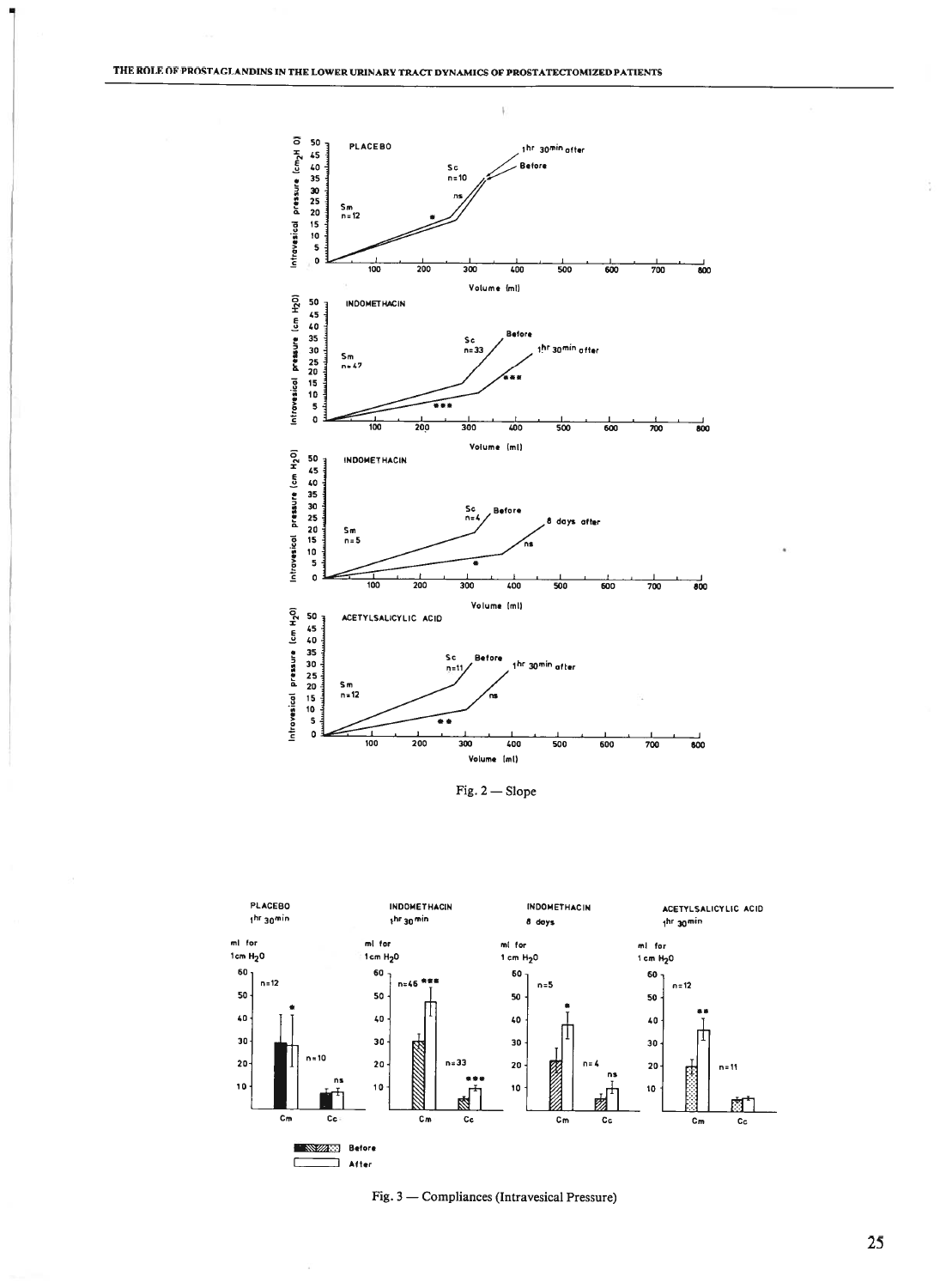Fig. 2 — Slope

Fig. 3 — Compliances (Intravesical Pressure)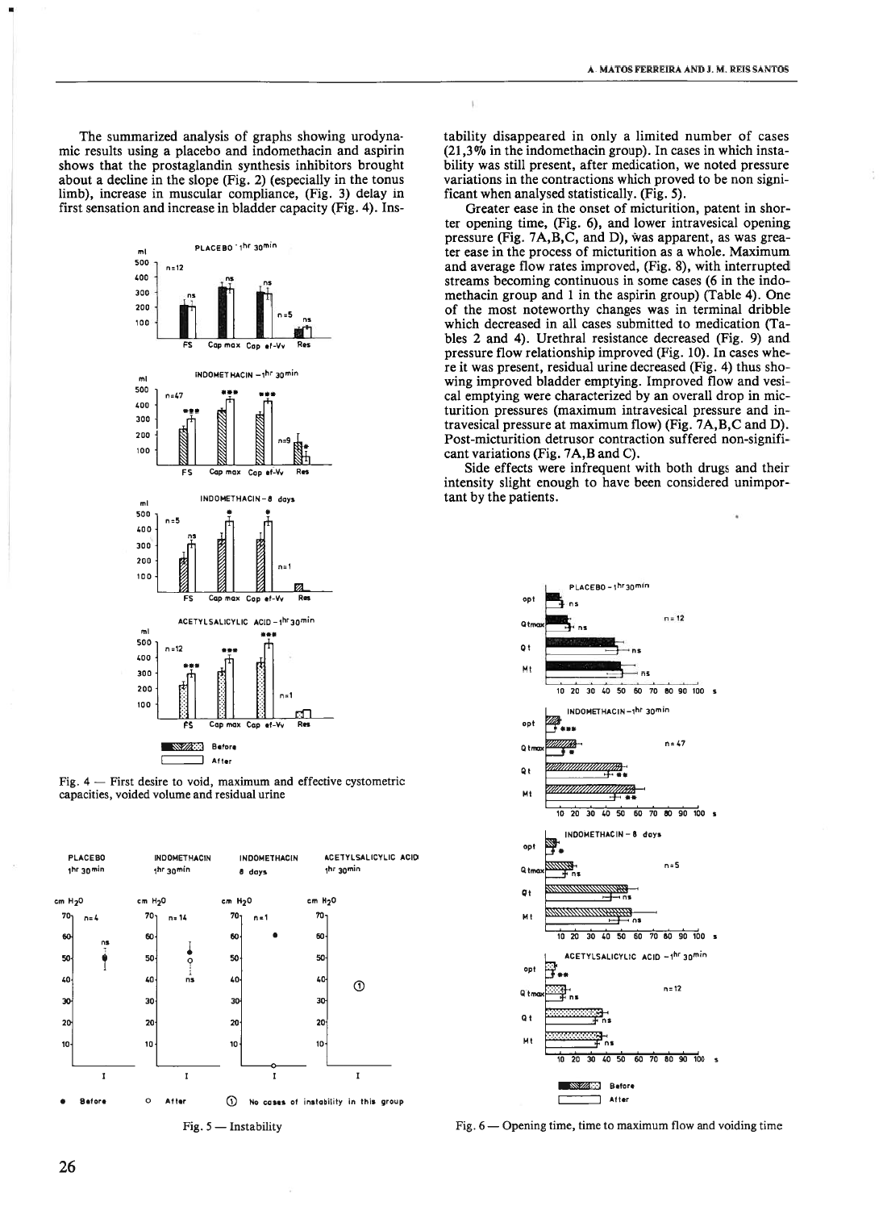The summarized analysis of graphs showing urodynamic results using a placebo and indomethacin and aspirin shows that the prostaglandin synthesis inhibitors brought about a decline in the slope (Fig. 2) (especially in the tonus limb), increase in muscular compliance, (Fig. 3) delay in first sensation and increase in bladder capacity (Fig. 4). Instability disappeared in only a limited number of cases (21,3% in the indomethacin group). In cases in which instability was still present, after medication, we noted pressure variations in the contractions which proved to be non significant when analysed statistically. (Fig. 5).

Fig. 4 — First desire to void, maximum and effective cystometric capacities, voided volume and residual urine

Fig. 5 — Instability

Greater ease in the onset of micturition, patent in shorter opening time, (Fig. 6), and lower intravesical opening pressure (Fig. 7A,B,C, and D), was apparent, as was greater ease in the process of micturition as a whole. Maximum and average flow rates improved, (Fig. 8), with interrupted streams becoming continuous in some cases (6 in the indomethacin group and 1 in the aspirin group) (Table 4). One of the most noteworthy changes was in terminal dribble which decreased in all cases submitted to medication (Tables 2 and 4). Urethral resistance decreased (Fig. 9) and pressure flow relationship improved (Fig. 10). In cases where it was present, residual urine decreased (Fig. 4) thus showing improved bladder emptying. Improved flow and vesical emptying were characterized by an overall drop in micturition pressures (maximum intravesical pressure and intravesical pressure at maximum flow) (Fig. 7A,B,C and D). Post-micturition detrusor contraction suffered non-significant variations (Fig. 7A,B and C).

Side effects were infrequent with both drugs and their intensity slight enough to have been considered unimportant by the patients.

Fig. 6 — Opening time, time to maximum flow and voiding time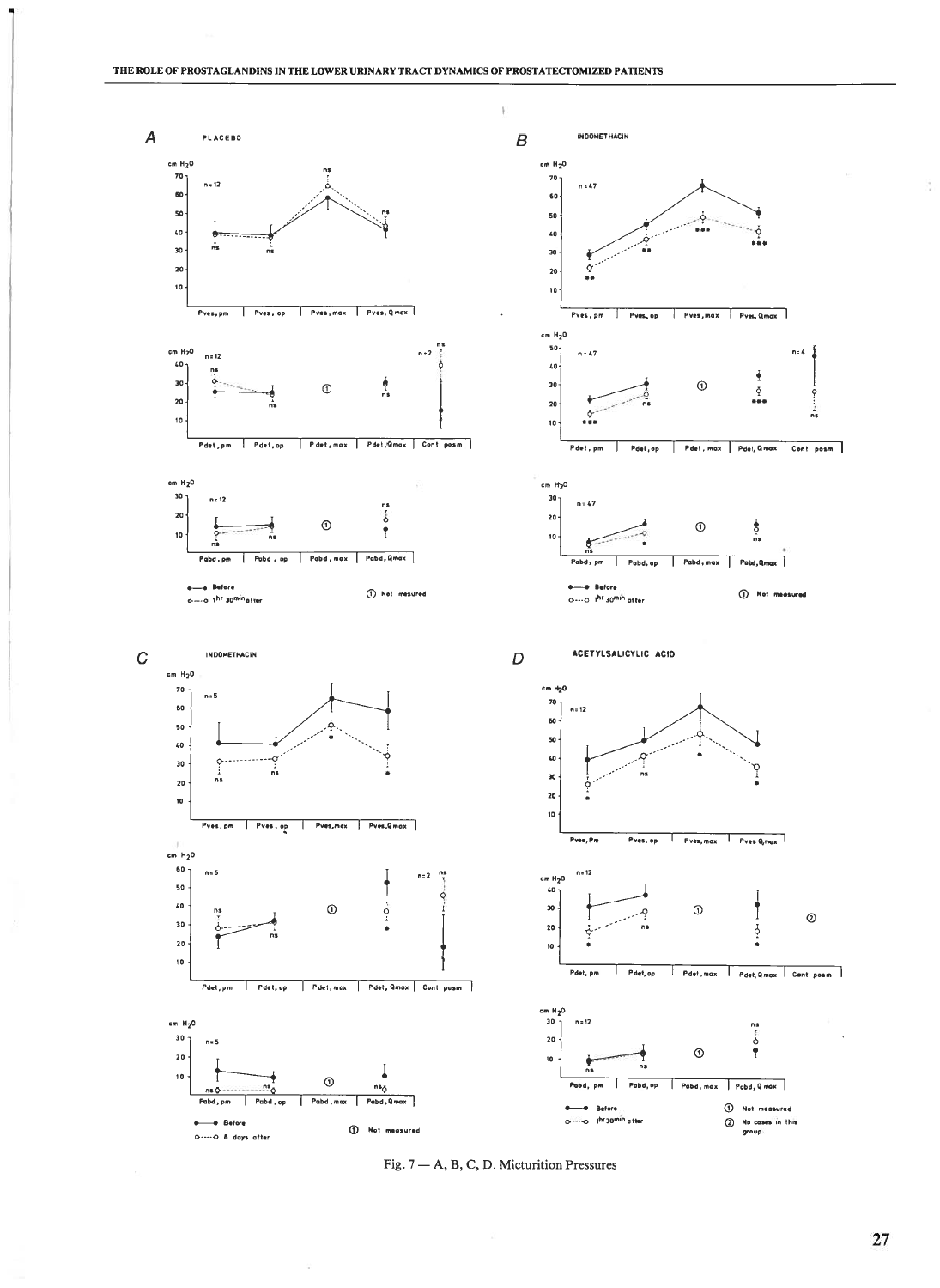Fig. 7 — A, B, C, D. Micturition Pressures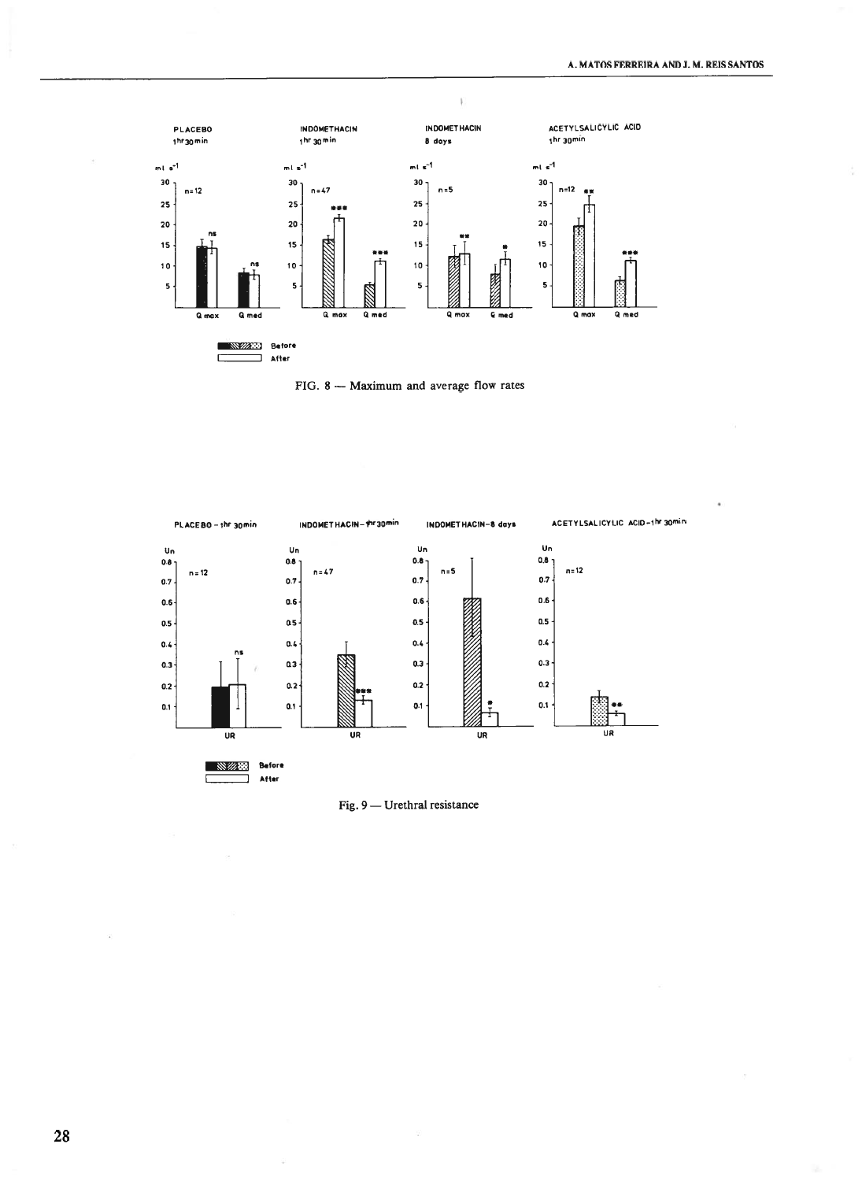FIG. 8 — Maximum and average flow rates

Fig. 9 — Urethral resistance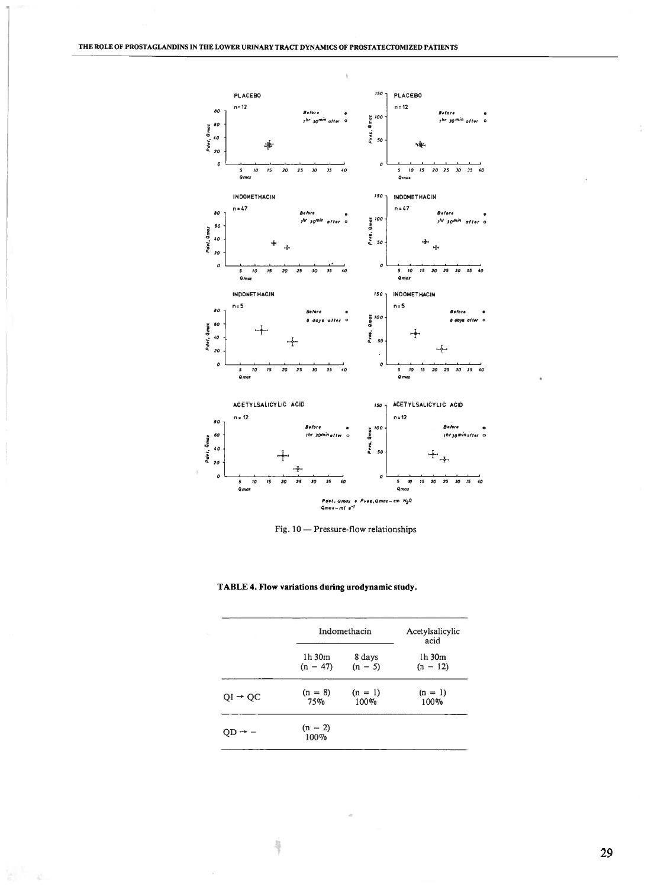Pdet, Qmax e Pves,Qmax – cm $H_2O$
Qmax – ml $s^{-1}$

Fig. 10 — Pressure-flow relationships

**TABLE 4. Flow variations during urodynamic study.**

| | Indomethacin | | Acetylsalicylic acid |
|---|---|---|---|
| | 1h 30m (n = 47) | 8 days (n = 5) | 1h 30m (n = 12) |
| QI → QC | (n = 8) 75% | (n = 1) 100% | (n = 1) 100% |
| QD → – | (n = 2) 100% | | |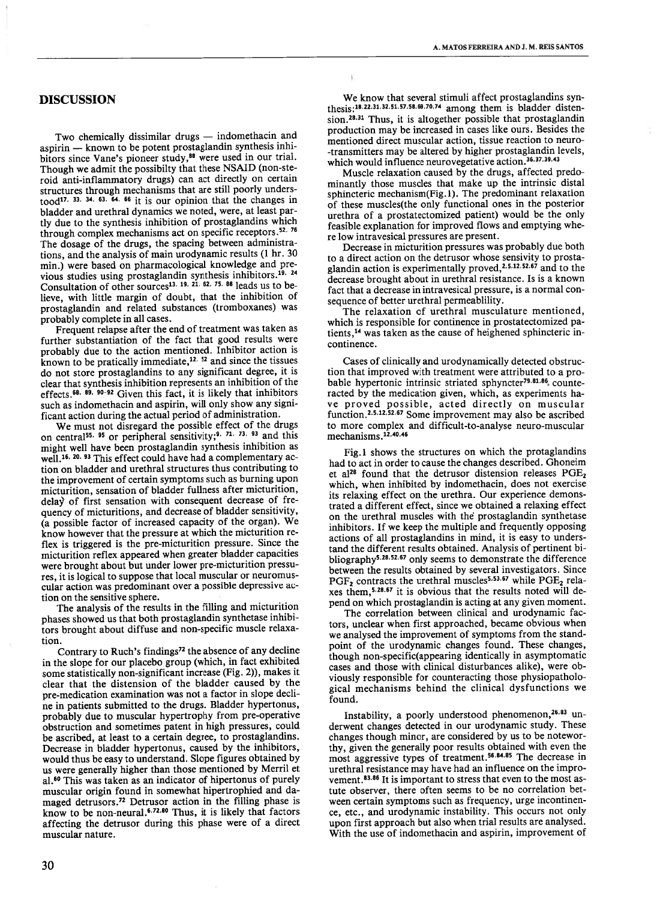## DISCUSSION

Two chemically dissimilar drugs — indomethacin and aspirin — known to be potent prostaglandin synthesis inhibitors since Vane's pioneer study,[88] were used in our trial. Though we admit the possibilty that these NSAID (non-steroid anti-inflammatory drugs) can act directly on certain structures through mechanisms that are still poorly understood[17, 33, 34, 63, 64, 66] it is our opinion that the changes in bladder and urethral dynamics we noted, were, at least partly due to the synthesis inhibition of prostaglandins which through complex mechanisms act on specific receptors.[52, 76] The dosage of the drugs, the spacing between administrations, and the analysis of main urodynamic results (1 hr. 30 min.) were based on pharmacological knowledge and previous studies using prostaglandin synthesis inhibitors.[19, 24] Consultation of other sources[13, 19, 21, 62, 75, 88] leads us to believe, with little margin of doubt, that the inhibition of prostaglandin and related substances (tromboxanes) was probably complete in all cases.

Frequent relapse after the end of treatment was taken as further substantiation of the fact that good results were probably due to the action mentioned. Inhibitor action is known to be pratically immediate,[12, 52] and since the tissues do not store prostaglandins to any significant degree, it is clear that synthesis inhibition represents an inhibition of the effects.[68, 89, 90-92] Given this fact, it is likely that inhibitors such as indomethacin and aspirin, will only show any significant action during the actual period of administration.

We must not disregard the possible effect of the drugs on central[55, 95] or peripheral sensitivity;[9, 71, 73, 93] and this might well have been prostaglandin synthesis inhibition as well.[16, 20, 93] This effect could have had a complementary action on bladder and urethral structures thus contributing to the improvement of certain symptoms such as burning upon micturition, sensation of bladder fullness after micturition, delay of first sensation with consequent decrease of frequency of micturitions, and decrease of bladder sensitivity, (a possible factor of increased capacity of the organ). We know however that the pressure at which the micturition reflex is triggered is the pre-micturition pressure. Since the micturition reflex appeared when greater bladder capacities were brought about but under lower pre-micturition pressures, it is logical to suppose that local muscular or neuromuscular action was predominant over a possible depressive action on the sensitive sphere.

The analysis of the results in the filling and micturition phases showed us that both prostaglandin synthetase inhibitors brought about diffuse and non-specific muscle relaxation.

Contrary to Ruch's findings[72] the absence of any decline in the slope for our placebo group (which, in fact exhibited some statistically non-significant increase (Fig. 2)), makes it clear that the distension of the bladder caused by the pre-medication examination was not a factor in slope decline in patients submitted to the drugs. Bladder hypertonus, probably due to muscular hypertrophy from pre-operative obstruction and sometimes patent in high pressures, could be ascribed, at least to a certain degree, to prostaglandins. Decrease in bladder hypertonus, caused by the inhibitors, would thus be easy to understand. Slope figures obtained by us were generally higher than those mentioned by Merril et al.[60] This was taken as an indicator of hipertonus of purely muscular origin found in somewhat hipertrophied and damaged detrusors.[72] Detrusor action in the filling phase is know to be non-neural.[6,72,80] Thus, it is likely that factors affecting the detrusor during this phase were of a direct muscular nature.

We know that several stimuli affect prostaglandins synthesis:[18,22,31,32,51,57,58,69,70,74] among them is bladder distension.[28,31] Thus, it is altogether possible that prostaglandin production may be increased in cases like ours. Besides the mentioned direct muscular action, tissue reaction to neuro-transmitters may be altered by higher prostaglandin levels, which would influence neurovegetative action.[36,37,39,43]

Muscle relaxation caused by the drugs, affected predominantly those muscles that make up the intrinsic distal sphincteric mechanism(Fig.1). The predominant relaxation of these muscles(the only functional ones in the posterior urethra of a prostatectomized patient) would be the only feasible explanation for improved flows and emptying where low intravesical pressures are present.

Decrease in micturition pressures was probably due both to a direct action on the detrusor whose sensivity to prostaglandin action is experimentally proved,[2,5,12,52,67] and to the decrease brought about in urethral resistance. Is is a known fact that a decrease in intravesical pressure, is a normal consequence of better urethral permeablility.

The relaxation of urethral musculature mentioned, which is responsible for continence in prostatectomized patients,[14] was taken as the cause of heighened sphincteric incontinence.

Cases of clinically and urodynamically detected obstruction that improved with treatment were attributed to a probable hypertonic intrinsic striated sphyncter[79,81,86] counteracted by the medication given, which, as experiments have proved possible, acted directly on muscular function.[2,5,12,52,67] Some improvement may also be ascribed to more complex and difficult-to-analyse neuro-muscular mechanisms.[12,40,46]

Fig.1 shows the structures on which the protaglandins had to act in order to cause the changes described. Ghoneim et al[28] found that the detrusor distension releases $PGE_2$ which, when inhibited by indomethacin, does not exercise its relaxing effect on the urethra. Our experience demonstrated a different effect, since we obtained a relaxing effect on the urethral muscles with the prostaglandin synthetase inhibitors. If we keep the multiple and frequently opposing actions of all prostaglandins in mind, it is easy to understand the different results obtained. Analysis of pertinent bibliography[5,28,52,67] only seems to demonstrate the difference between the results obtained by several investigators. Since $PGF_2$ contracts the urethral muscles[5,53,67] while $PGE_2$ relaxes them,[5,28,67] it is obvious that the results noted will depend on which prostaglandin is acting at any given moment.

The correlation between clinical and urodynamic factors, unclear when first approached, became obvious when we analysed the improvement of symptoms from the standpoint of the urodynamic changes found. These changes, though non-specific(appearing identically in asymptomatic cases and those with clinical disturbances alike), were obviously responsible for counteracting those physiopathological mechanisms behind the clinical dysfunctions we found.

Instability, a poorly understood phenomenon,[26,83] underwent changes detected in our urodynamic study. These changes though minor, are considered by us to be noteworthy, given the generally poor results obtained with even the most aggressive types of treatment.[56,84,85] The decrease in urethral resistance may have had an influence on the improvement.[83,86] It is important to stress that even to the most astute observer, there often seems to be no correlation between certain symptoms such as frequency, urge incontinence, etc., and urodynamic instability. This occurs not only upon first approach but also when trial results are analysed. With the use of indomethacin and aspirin, improvement of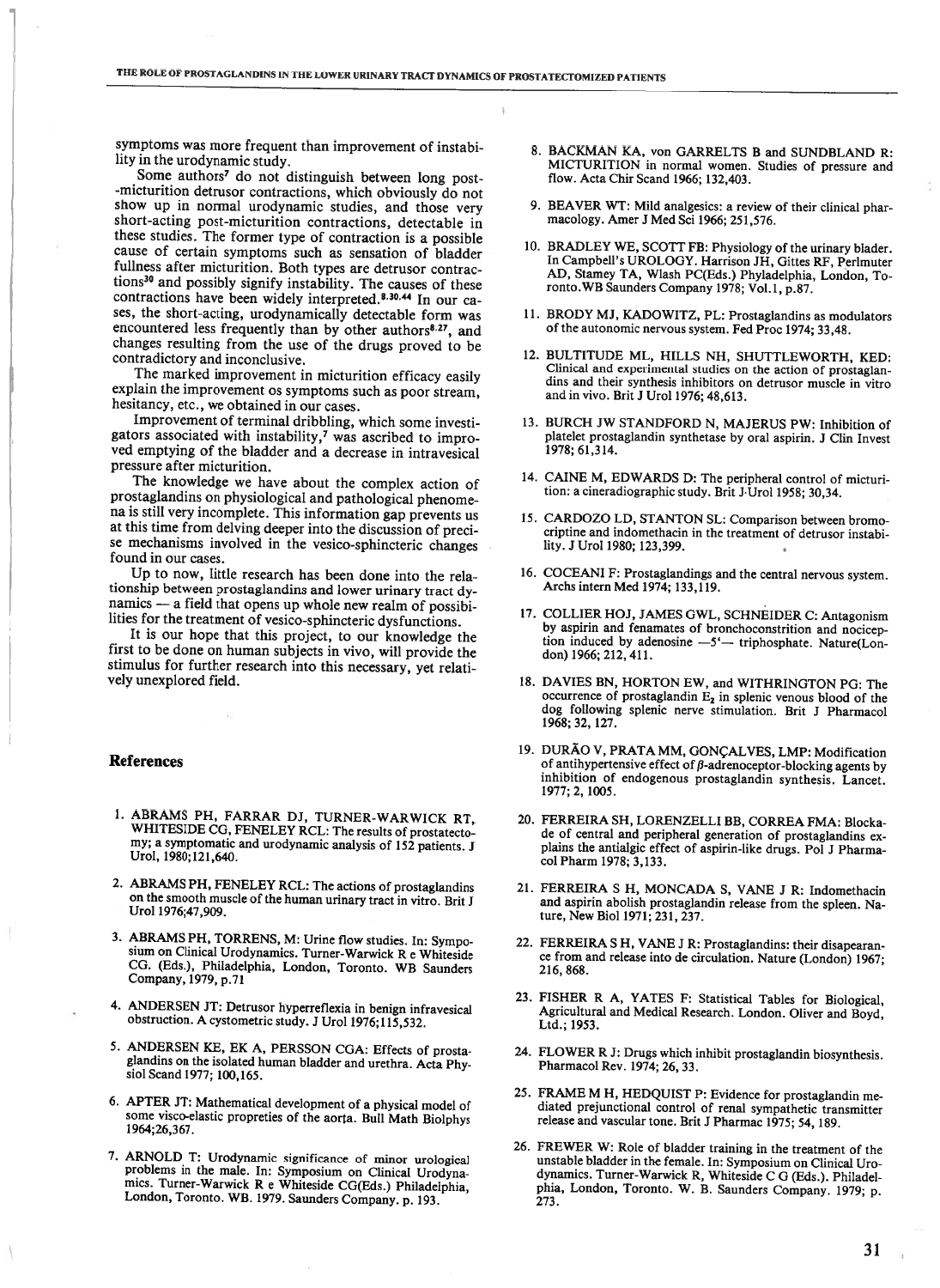symptoms was more frequent than improvement of instability in the urodynamic study.

Some authors[7] do not distinguish between long post-micturition detrusor contractions, which obviously do not show up in normal urodynamic studies, and those very short-acting post-micturition contractions, detectable in these studies. The former type of contraction is a possible cause of certain symptoms such as sensation of bladder fullness after micturition. Both types are detrusor contractions[30] and possibly signify instability. The causes of these contractions have been widely interpreted.[8,30,44] In our cases, the short-acting, urodynamically detectable form was encountered less frequently than by other authors[8,27], and changes resulting from the use of the drugs proved to be contradictory and inconclusive.

The marked improvement in micturition efficacy easily explain the improvement os symptoms such as poor stream, hesitancy, etc., we obtained in our cases.

Improvement of terminal dribbling, which some investigators associated with instability,[7] was ascribed to improved emptying of the bladder and a decrease in intravesical pressure after micturition.

The knowledge we have about the complex action of prostaglandins on physiological and pathological phenomena is still very incomplete. This information gap prevents us at this time from delving deeper into the discussion of precise mechanisms involved in the vesico-sphincteric changes found in our cases.

Up to now, little research has been done into the relationship between prostaglandins and lower urinary tract dynamics — a field that opens up whole new realm of possibilities for the treatment of vesico-sphincteric dysfunctions.

It is our hope that this project, to our knowledge the first to be done on human subjects in vivo, will provide the stimulus for further research into this necessary, yet relatively unexplored field.

## References

1. ABRAMS PH, FARRAR DJ, TURNER-WARWICK RT, WHITESIDE CG, FENELEY RCL: The results of prostatectomy; a symptomatic and urodynamic analysis of 152 patients. J Urol, 1980;121,640.
2. ABRAMS PH, FENELEY RCL: The actions of prostaglandins on the smooth muscle of the human urinary tract in vitro. Brit J Urol 1976;47,909.
3. ABRAMS PH, TORRENS, M: Urine flow studies. In: Symposium on Clinical Urodynamics. Turner-Warwick R e Whiteside CG. (Eds.), Philadelphia, London, Toronto. WB Saunders Company, 1979, p.71
4. ANDERSEN JT: Detrusor hyperreflexia in benign infravesical obstruction. A cystometric study. J Urol 1976;115,532.
5. ANDERSEN KE, EK A, PERSSON CGA: Effects of prostaglandins on the isolated human bladder and urethra. Acta Physiol Scand 1977; 100,165.
6. APTER JT: Mathematical development of a physical model of some visco-elastic propreties of the aorta. Bull Math Biolphys 1964;26,367.
7. ARNOLD T: Urodynamic significance of minor urological problems in the male. In: Symposium on Clinical Urodynamics. Turner-Warwick R e Whiteside CG(Eds.) Philadelphia, London, Toronto. WB. 1979. Saunders Company. p. 193.
8. BACKMAN KA, von GARRELTS B and SUNDBLAND R: MICTURITION in normal women. Studies of pressure and flow. Acta Chir Scand 1966; 132,403.
9. BEAVER WT: Mild analgesics: a review of their clinical pharmacology. Amer J Med Sci 1966; 251,576.
10. BRADLEY WE, SCOTT FB: Physiology of the urinary blader. In Campbell's UROLOGY. Harrison JH, Gittes RF, Perlmuter AD, Stamey TA, Wlash PC(Eds.) Phyladelphia, London, Toronto.WB Saunders Company 1978; Vol.1, p.87.
11. BRODY MJ, KADOWITZ, PL: Prostaglandins as modulators of the autonomic nervous system. Fed Proc 1974; 33,48.
12. BULTITUDE ML, HILLS NH, SHUTTLEWORTH, KED: Clinical and experimental studies on the action of prostaglandins and their synthesis inhibitors on detrusor muscle in vitro and in vivo. Brit J Urol 1976; 48,613.
13. BURCH JW STANDFORD N, MAJERUS PW: Inhibition of platelet prostaglandin synthetase by oral aspirin. J Clin Invest 1978; 61,314.
14. CAINE M, EDWARDS D: The peripheral control of micturition: a cineradiographic study. Brit J Urol 1958; 30,34.
15. CARDOZO LD, STANTON SL: Comparison between bromocriptine and indomethacin in the treatment of detrusor instability. J Urol 1980; 123,399.
16. COCEANI F: Prostaglandings and the central nervous system. Archs intern Med 1974; 133,119.
17. COLLIER HOJ, JAMES GWL, SCHNEIDER C: Antagonism by aspirin and fenamates of bronchoconstrition and nociception induced by adenosine —5'— triphosphate. Nature(London) 1966; 212, 411.
18. DAVIES BN, HORTON EW, and WITHRINGTON PG: The occurrence of prostaglandin $E_2$ in splenic venous blood of the dog following splenic nerve stimulation. Brit J Pharmacol 1968; 32, 127.
19. DURÃO V, PRATA MM, GONÇALVES, LMP: Modification of antihypertensive effect of $\beta$-adrenoceptor-blocking agents by inhibition of endogenous prostaglandin synthesis. Lancet. 1977; 2, 1005.
20. FERREIRA SH, LORENZELLI BB, CORREA FMA: Blockade of central and peripheral generation of prostaglandins explains the antialgic effect of aspirin-like drugs. Pol J Pharmacol Pharm 1978; 3,133.
21. FERREIRA S H, MONCADA S, VANE J R: Indomethacin and aspirin abolish prostaglandin release from the spleen. Nature, New Biol 1971; 231, 237.
22. FERREIRA S H, VANE J R: Prostaglandins: their disapearance from and release into de circulation. Nature (London) 1967; 216, 868.
23. FISHER R A, YATES F: Statistical Tables for Biological, Agricultural and Medical Research. London. Oliver and Boyd, Ltd.; 1953.
24. FLOWER R J: Drugs which inhibit prostaglandin biosynthesis. Pharmacol Rev. 1974; 26, 33.
25. FRAME M H, HEDQUIST P: Evidence for prostaglandin mediated prejunctional control of renal sympathetic transmitter release and vascular tone. Brit J Pharmac 1975; 54, 189.
26. FREWER W: Role of bladder training in the treatment of the unstable bladder in the female. In: Symposium on Clinical Urodynamics. Turner-Warwick R, Whiteside C G (Eds.). Philadelphia, London, Toronto. W. B. Saunders Company. 1979; p. 273.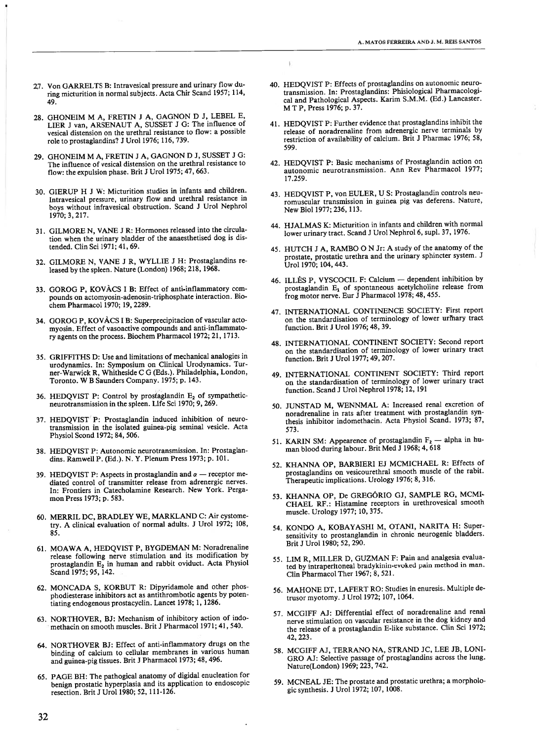27. Von GARRELTS B: Intravesical pressure and urinary flow during micturition in normal subjects. Acta Chir Scand 1957; 114, 49.

28. GHONEIM M A, FRETIN J A, GAGNON D J, LEBEL E, LIER J van, ARSENAUT A, SUSSET J G: The influence of vesical distension on the urethral resistance to flow: a possible role to prostaglandins? J Urol 1976; 116, 739.

29. GHONEIM M A, FRETIN J A, GAGNON D J, SUSSET J G: The influence of vesical distension on the urethral resistance to flow: the expulsion phase. Brit J Urol 1975; 47, 663.

30. GIERUP H J W: Micturition studies in infants and children. Intravesical pressure, urinary flow and urethral resistance in boys without infravesical obstruction. Scand J Urol Nephrol 1970; 3, 217.

31. GILMORE N, VANE J R: Hormones released into the circulation when the urinary bladder of the anaesthetised dog is distended. Clin Sci 1971; 41, 69.

32. GILMORE N, VANE J R, WYLLIE J H: Prostaglandins released by the spleen. Nature (London) 1968; 218, 1968.

33. GOROG P, KOVÀCS I B: Effect of anti-inflammatory compounds on actomyosin-adenosin-triphosphate interaction. Biochem Pharmacol 1970; 19, 2289.

34. GOROG P, KOVÀCS I B: Superprecipitacion of vascular actomyosin. Effect of vasoactive compounds and anti-inflammatory agents on the process. Biochem Pharmacol 1972; 21, 1713.

35. GRIFFITHS D: Use and limitations of mechanical analogies in urodynamics. In: Symposium on Clinical Urodynamics. Turner-Warwick R, Whitheside C G (Eds.). Philadelphia, London, Toronto. W B Saunders Company. 1975; p. 143.

36. HEDQVIST P: Control by prostaglandin $E_2$ of sympathetic-neurotransmission in the spleen. Life Sci 1970; 9, 269.

37. HEDQVIST P: Prostaglandin induced inhibition of neurotransmission in the isolated guinea-pig seminal vesicle. Acta Physiol Scond 1972; 84, 506.

38. HEDQVIST P: Autonomic neurotransmission. In: Prostaglandins. Ramwell P. (Ed.). N. Y. Plenum Press 1973; p. 101.

39. HEDQVIST P: Aspects in prostaglandin and $\alpha$ — receptor mediated control of transmitter release from adrenergic nerves. In: Frontiers in Catecholamine Research. New York. Pergamon Press 1973; p. 583.

40. HEDQVIST P: Effects of prostaglandins on autonomic neurotransmission. In: Prostaglandins: Phisiological Pharmacological and Pathological Aspects. Karim S.M.M. (Ed.) Lancaster. M T P, Press 1976; p. 37.

41. HEDQVIST P: Further evidence that prostaglandins inhibit the release of noradrenaline from adrenergic nerve terminals by restriction of availability of calcium. Brit J Pharmac 1976; 58, 599.

42. HEDQVIST P: Basic mechanisms of Prostaglandin action on autonomic neurotransmission. Ann Rev Pharmacol 1977; 17.259.

43. HEDQVIST P, von EULER, U S: Prostaglandin controls neuromuscular transmission in guinea pig vas deferens. Nature, New Biol 1977; 236, 113.

44. HJALMAS K: Micturition in infants and children with normal lower urinary tract. Scand J Urol Nephrol 6, supl. 37, 1976.

45. HUTCH J A, RAMBO O N Jr: A study of the anatomy of the prostate, prostatic urethra and the urinary sphincter system. J Urol 1970; 104, 443.

46. ILLÉS P, VYSCOCIL F: Calcium — dependent inhibition by prostaglandin $E_1$ of spontaneous acetylcholine release from frog motor nerve. Eur J Pharmacol 1978; 48, 455.

47. INTERNATIONAL CONTINENCE SOCIETY: First report on the standardisation of terminology of lower urinary tract function. Brit J Urol 1976; 48, 39.

48. INTERNATIONAL CONTINENT SOCIETY: Second report on the standardisation of terminology of lower urinary tract function. Brit J Urol 1977; 49, 207.

49. INTERNATIONAL CONTINENT SOCIETY: Third report on the standardisation of terminology of lower urinary tract function. Scand J Urol Nephrol 1978; 12, 191

50. JUNSTAD M, WENNMAL A: Increased renal excretion of noradrenaline in rats after treatment with prostaglandin synthesis inhibitor indomethacin. Acta Physiol Scand. 1973; 87, 573.

51. KARIN SM: Appearence of prostaglandin $F_2$ — alpha in human blood during labour. Brit Med J 1968; 4, 618

52. KHANNA OP, BARBIERI EJ MCMICHAEL R: Effects of prostaglandins on vesicourethral smooth muscle of the rabit. Therapeutic implications. Urology 1976; 8, 316.

53. KHANNA OP, De GREGÓRIO GJ, SAMPLE RG, MCMICHAEL RF.: Histamine receptors in urethrovesical smooth muscle. Urology 1977; 10, 375.

54. KONDO A, KOBAYASHI M, OTANI, NARITA H: Supersensitivity to prostanglandin in chronic neurogenic bladders. Brit J Urol 1980; 52, 290.

55. LIM R, MILLER D, GUZMAN F: Pain and analgesia evaluated by intraperitoneal bradykinin-evoked pain method in man. Clin Pharmacol Ther 1967; 8, 521.

56. MAHONE DT, LAFERT RO: Studies in enuresis. Multiple detrusor myotomy. J Urol 1972; 107, 1064.

57. MCGIFF AJ: Differential effect of noradrenaline and renal nerve stimulation on vascular resistance in the dog kidney and the release of a prostaglandin E-like substance. Clin Sci 1972; 42, 223.

58. MCGIFF AJ, TERRANO NA, STRAND JC, LEE JB, LONIGRO AJ: Selective passage of prostaglandins across the lung. Nature(London) 1969; 223, 742.

59. MCNEAL JE: The prostate and prostatic urethra; a morphologic synthesis. J Urol 1972; 107, 1008.

60. MERRIL DC, BRADLEY WE, MARKLAND C: Air cystometry. A clinical evaluation of normal adults. J Urol 1972; 108, 85.

61. MOAWA A, HEDQVIST P, BYGDEMAN M: Noradrenaline release following nerve stimulation and its modification by prostaglandin $E_2$ in human and rabbit oviduct. Acta Physiol Scand 1975; 95, 142.

62. MONCADA S, KORBUT R: Dipyridamole and other phosphodiesterase inhibitors act as antithrombotic agents by potentiating endogenous prostacyclin. Lancet 1978; 1, 1286.

63. NORTHOVER, BJ: Mechanism of inhibitory action of indomethacin on smooth muscles. Brit J Pharmacol 1971; 41, 540.

64. NORTHOVER BJ: Effect of anti-inflammatory drugs on the binding of calcium to cellular membranes in various human and guinea-pig tissues. Brit J Pharmacol 1973; 48, 496.

65. PAGE BH: The pathogical anatomy of digidal enucleation for benign prostatic hyperplasia and its application to endoscopic resection. Brit J Urol 1980; 52, 111-126.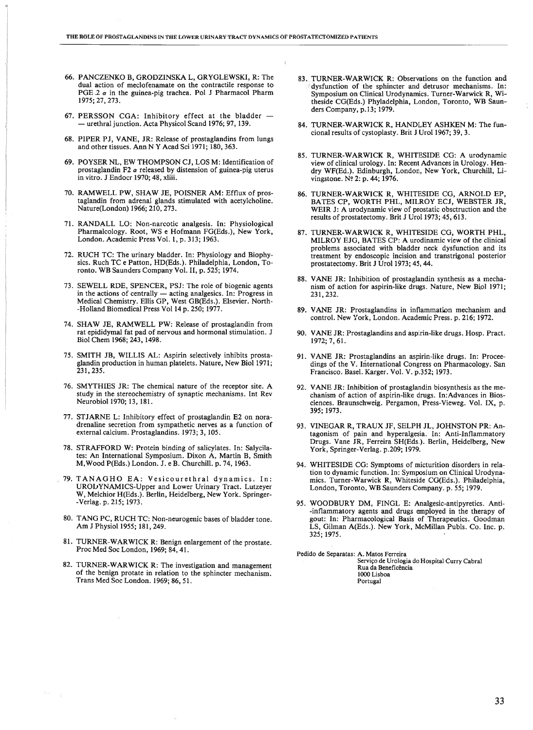66. PANCZENKO B, GRODZINSKA L, GRYGLEWSKI, R: The dual action of meclofenamate on the contractile response to PGE 2 α in the guinea-pig trachea. Pol J Pharmacol Pharm 1975; 27, 273.

67. PERSSON CGA: Inhibitory effect at the bladder — — urethral junction. Acta Physicol Scand 1976; 97, 139.

68. PIPER PJ, VANE, JR: Release of prostaglandins from lungs and other tissues. Ann N Y Acad Sci 1971; 180, 363.

69. POYSER NL, EW THOMPSON CJ, LOS M: Identification of prostaglandin F2 α released by distension of guinea-pig uterus in vitro. J Endocr 1970; 48, xliii.

70. RAMWELL PW, SHAW JE, POISNER AM: Efflux of prostaglandin from adrenal glands stimulated with acetylcholine. Nature(London) 1966; 210, 273.

71. RANDALL LO: Non-narcotic analgesis. In: Physiological Pharmalcology. Root, WS e Hofmann FG(Eds.), New York, London. Academic Press Vol. 1, p. 313; 1963.

72. RUCH TC: The urinary bladder. In: Physiology and Biophysics. Ruch TC e Patton, HD(Eds.). Philadelphia, London, Toronto. WB Saunders Company Vol. II, p. 525; 1974.

73. SEWELL RDE, SPENCER, PSJ: The role of biogenic agents in the actions of centrally — acting analgesics. In: Progress in Medical Chemistry. Ellis GP, West GB(Eds.). Elsevier. North-Holland Biomedical Press Vol 14 p. 250; 1977.

74. SHAW JE, RAMWELL PW: Release of prostaglandin from rat epididymal fat pad of nervous and hormonal stimulation. J Biol Chem 1968; 243, 1498.

75. SMITH JB, WILLIS AL: Aspirin selectively inhibits prostaglandin production in human platelets. Nature, New Biol 1971; 231, 235.

76. SMYTHIES JR: The chemical nature of the receptor site. A study in the stereochemistry of synaptic mechanisms. Int Rev Neurobiol 1970; 13, 181.

77. STJARNE L: Inhibitory effect of prostaglandin E2 on noradrenaline secretion from sympathetic nerves as a function of external calcium. Prostaglandins. 1973; 3, 105.

78. STRAFFORD W: Protein binding of salicylates. In: Salycilates: An International Symposium. Dixon A, Martin B, Smith M, Wood P(Eds.) London. J. e B. Churchill. p. 74, 1963.

79. TANAGHO EA: Vesicourethral dynamics. In: URODYNAMICS-Upper and Lower Urinary Tract. Lutzeyer W, Melchior H(Eds.). Berlin, Heidelberg, New York. Springer-Verlag. p. 215; 1973.

80. TANG PC, RUCH TC: Non-neurogenic bases of bladder tone. Am J Physiol 1955; 181, 249.

81. TURNER-WARWICK R: Benign enlargement of the prostate. Proc Med Soc London, 1969; 84, 41.

82. TURNER-WARWICK R: The investigation and management of the benign protate in relation to the sphincter mechanism. Trans Med Soc London. 1969; 86, 51.

83. TURNER-WARWICK R: Observations on the function and dysfunction of the sphincter and detrusor mechanisms. In: Symposium on Clinical Urodynamics. Turner-Warwick R, Witheside CG(Eds.) Phyladelphia, London, Toronto, WB Saunders Company, p.13; 1979.

84. TURNER-WARWICK R, HANDLEY ASHKEN M: The funcional results of cystoplasty. Brit J Urol 1967; 39, 3.

85. TURNER-WARWICK R, WHITESIDE CG: A urodynamic view of clinical urology. In: Recent Advances in Urology. Hendry WF(Ed.). Edinburgh, London, New York, Churchill, Livingstone. Nº 2: p. 44; 1976.

86. TURNER-WARWICK R, WHITESIDE CG, ARNOLD EP, BATES CP, WORTH PHL, MILROY ECJ, WEBSTER JR, WEIR J: A urodynamic view of prostatic obsctruction and the results of prostatectomy. Brit J Urol 1973; 45, 613.

87. TURNER-WARWICK R, WHITESIDE CG, WORTH PHL, MILROY EJG, BATES CP: A urodinamic view of the clinical problems associated with bladder neck dysfunction and its treatment by endoscopic incision and transtrigonal posterior prostatectomy. Brit J Urol 1973; 45, 44.

88. VANE JR: Inhibition of prostaglandin synthesis as a mechanism of action for aspirin-like drugs. Nature, New Biol 1971; 231, 232.

89. VANE JR: Prostaglandins in inflammation mechanism and control. New York, London. Academic Press. p. 216; 1972.

90. VANE JR: Prostaglandins and aspirin-like drugs. Hosp. Pract. 1972; 7, 61.

91. VANE JR: Prostaglandins an aspirin-like drugs. In: Proceedings of the V. International Congress on Pharmacology. San Francisco. Basel. Karger. Vol. V. p.352; 1973.

92. VANE JR: Inhibition of prostaglandin biosynthesis as the mechanism of action of aspirin-like drugs. In:Advances in Biosciences. Braunschweig. Pergamon, Press-Vieweg. Vol. IX, p. 395; 1973.

93. VINEGAR R, TRAUX JF, SELPH JL, JOHNSTON PR: Antagonism of pain and hyperalgesia. In: Anti-Inflammatory Drugs. Vane JR, Ferreira SH(Eds.). Berlin, Heidelberg, New York, Springer-Verlag. p.209; 1979.

94. WHITESIDE CG: Symptoms of micturition disorders in relation to dynamic function. In: Symposium on Clinical Urodynamics. Turner-Warwick R, Whiteside CG(Eds.). Philadelphia, London, Toronto, WB Saunders Company. p. 55; 1979.

95. WOODBURY DM, FINGL E: Analgesic-antipyretics. Anti-inflammatory agents and drugs employed in the therapy of gout: In: Pharmacological Basis of Therapeutics. Goodman LS, Gilman A(Eds.). New York, McMillan Publs. Co. Inc. p. 325; 1975.

Pedido de Separatas: A. Matos Ferreira
Serviço de Urologia do Hospital Curry Cabral
Rua da Beneficência
1000 Lisboa
Portugal